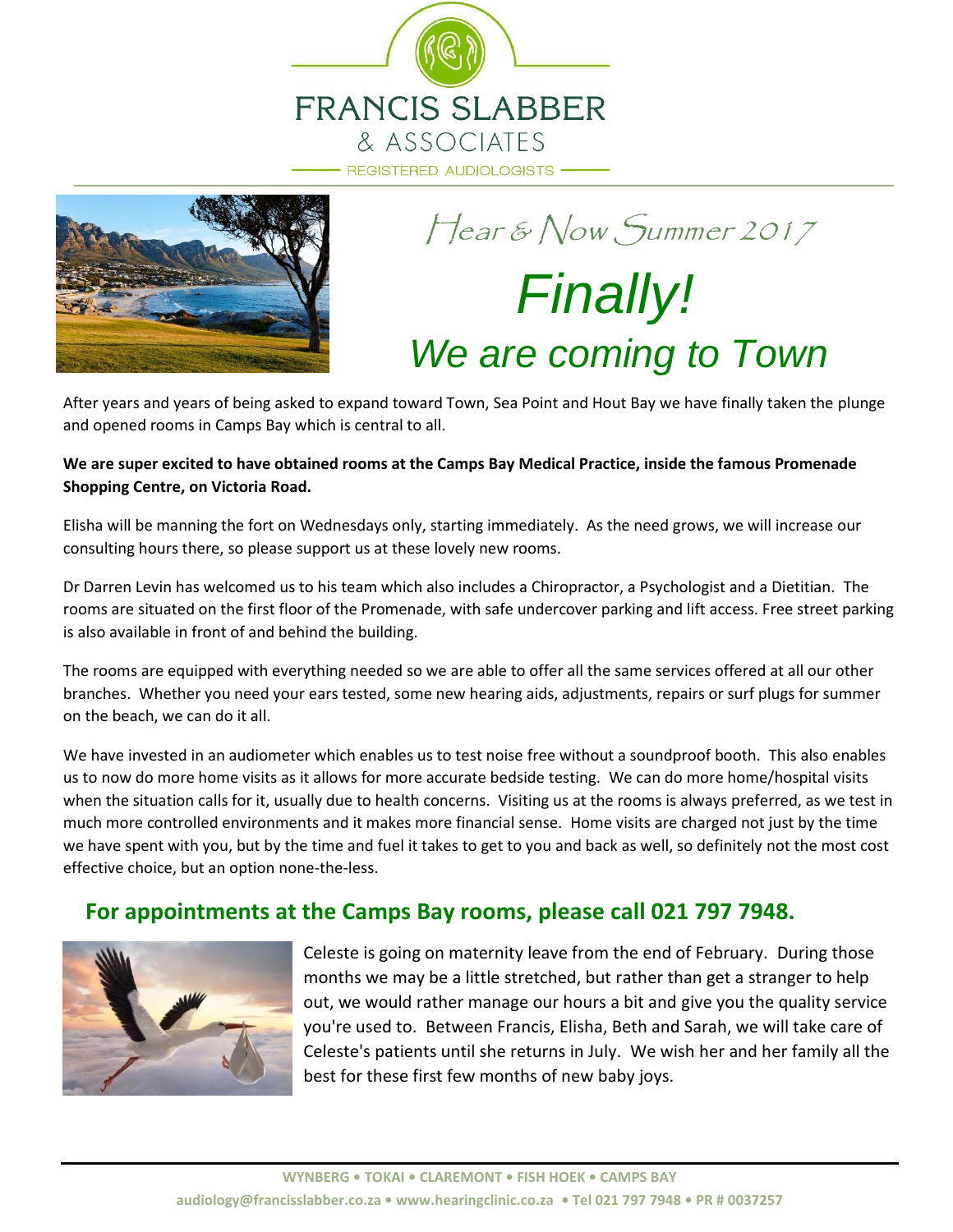# FRANCIS SLABBER & ASSOCIATES

REGISTERED AUDIOLOGISTS

*Hear & Now Summer 2017*

# *Finally!*

## *We are coming to Town*

After years and years of being asked to expand toward Town, Sea Point and Hout Bay we have finally taken the plunge and opened rooms in Camps Bay which is central to all.

**We are super excited to have obtained rooms at the Camps Bay Medical Practice, inside the famous Promenade Shopping Centre, on Victoria Road.**

Elisha will be manning the fort on Wednesdays only, starting immediately. As the need grows, we will increase our consulting hours there, so please support us at these lovely new rooms.

Dr Darren Levin has welcomed us to his team which also includes a Chiropractor, a Psychologist and a Dietitian. The rooms are situated on the first floor of the Promenade, with safe undercover parking and lift access. Free street parking is also available in front of and behind the building.

The rooms are equipped with everything needed so we are able to offer all the same services offered at all our other branches. Whether you need your ears tested, some new hearing aids, adjustments, repairs or surf plugs for summer on the beach, we can do it all.

We have invested in an audiometer which enables us to test noise free without a soundproof booth. This also enables us to now do more home visits as it allows for more accurate bedside testing. We can do more home/hospital visits when the situation calls for it, usually due to health concerns. Visiting us at the rooms is always preferred, as we test in much more controlled environments and it makes more financial sense. Home visits are charged not just by the time we have spent with you, but by the time and fuel it takes to get to you and back as well, so definitely not the most cost effective choice, but an option none-the-less.

## For appointments at the Camps Bay rooms, please call 021 797 7948.

Celeste is going on maternity leave from the end of February. During those months we may be a little stretched, but rather than get a stranger to help out, we would rather manage our hours a bit and give you the quality service you're used to. Between Francis, Elisha, Beth and Sarah, we will take care of Celeste's patients until she returns in July. We wish her and her family all the best for these first few months of new baby joys.

**WYNBERG • TOKAI • CLAREMONT • FISH HOEK • CAMPS BAY**

**audiology@francisslabber.co.za • www.hearingclinic.co.za • Tel 021 797 7948 • PR # 0037257**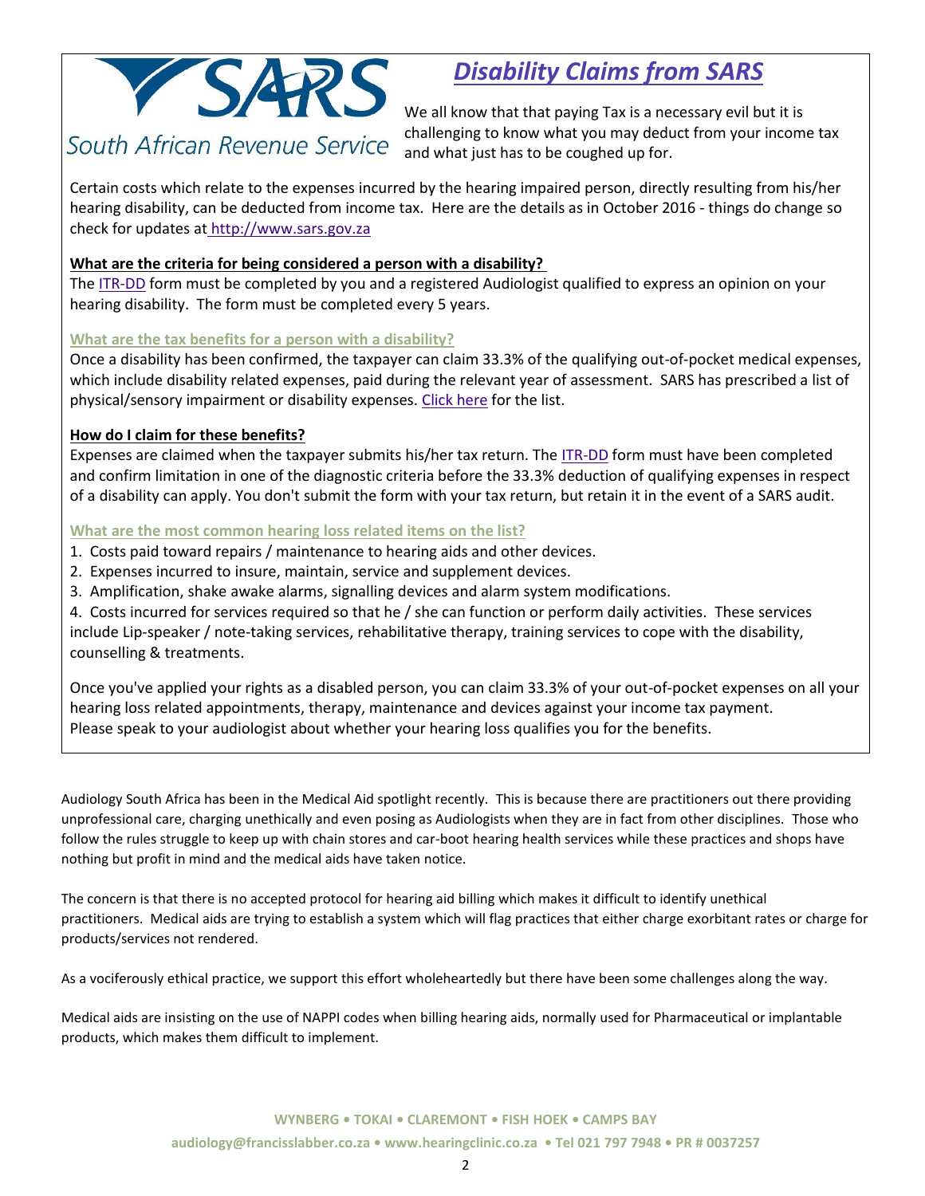## *Disability Claims from SARS*

South African Revenue Service

We all know that that paying Tax is a necessary evil but it is challenging to know what you may deduct from your income tax and what just has to be coughed up for.

Certain costs which relate to the expenses incurred by the hearing impaired person, directly resulting from his/her hearing disability, can be deducted from income tax. Here are the details as in October 2016 - things do change so check for updates at http://www.sars.gov.za

**What are the criteria for being considered a person with a disability?**

The ITR-DD form must be completed by you and a registered Audiologist qualified to express an opinion on your hearing disability. The form must be completed every 5 years.

**What are the tax benefits for a person with a disability?**

Once a disability has been confirmed, the taxpayer can claim 33.3% of the qualifying out-of-pocket medical expenses, which include disability related expenses, paid during the relevant year of assessment. SARS has prescribed a list of physical/sensory impairment or disability expenses. Click here for the list.

**How do I claim for these benefits?**

Expenses are claimed when the taxpayer submits his/her tax return. The ITR-DD form must have been completed and confirm limitation in one of the diagnostic criteria before the 33.3% deduction of qualifying expenses in respect of a disability can apply. You don't submit the form with your tax return, but retain it in the event of a SARS audit.

**What are the most common hearing loss related items on the list?**

1. Costs paid toward repairs / maintenance to hearing aids and other devices.
2. Expenses incurred to insure, maintain, service and supplement devices.
3. Amplification, shake awake alarms, signalling devices and alarm system modifications.
4. Costs incurred for services required so that he / she can function or perform daily activities. These services include Lip-speaker / note-taking services, rehabilitative therapy, training services to cope with the disability, counselling & treatments.

Once you've applied your rights as a disabled person, you can claim 33.3% of your out-of-pocket expenses on all your hearing loss related appointments, therapy, maintenance and devices against your income tax payment.
Please speak to your audiologist about whether your hearing loss qualifies you for the benefits.

Audiology South Africa has been in the Medical Aid spotlight recently. This is because there are practitioners out there providing unprofessional care, charging unethically and even posing as Audiologists when they are in fact from other disciplines. Those who follow the rules struggle to keep up with chain stores and car-boot hearing health services while these practices and shops have nothing but profit in mind and the medical aids have taken notice.

The concern is that there is no accepted protocol for hearing aid billing which makes it difficult to identify unethical practitioners. Medical aids are trying to establish a system which will flag practices that either charge exorbitant rates or charge for products/services not rendered.

As a vociferously ethical practice, we support this effort wholeheartedly but there have been some challenges along the way.

Medical aids are insisting on the use of NAPPI codes when billing hearing aids, normally used for Pharmaceutical or implantable products, which makes them difficult to implement.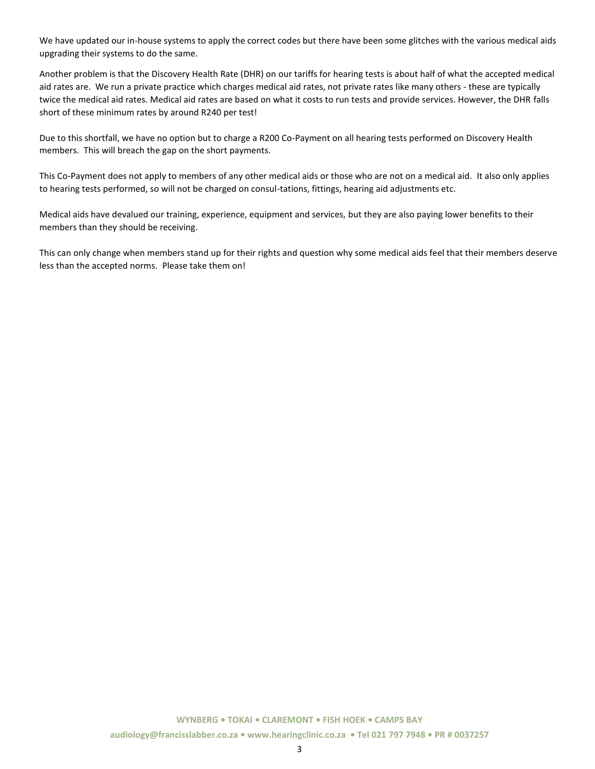We have updated our in-house systems to apply the correct codes but there have been some glitches with the various medical aids upgrading their systems to do the same.

Another problem is that the Discovery Health Rate (DHR) on our tariffs for hearing tests is about half of what the accepted medical aid rates are. We run a private practice which charges medical aid rates, not private rates like many others - these are typically twice the medical aid rates. Medical aid rates are based on what it costs to run tests and provide services. However, the DHR falls short of these minimum rates by around R240 per test!

Due to this shortfall, we have no option but to charge a R200 Co-Payment on all hearing tests performed on Discovery Health members. This will breach the gap on the short payments.

This Co-Payment does not apply to members of any other medical aids or those who are not on a medical aid. It also only applies to hearing tests performed, so will not be charged on consul-tations, fittings, hearing aid adjustments etc.

Medical aids have devalued our training, experience, equipment and services, but they are also paying lower benefits to their members than they should be receiving.

This can only change when members stand up for their rights and question why some medical aids feel that their members deserve less than the accepted norms. Please take them on!